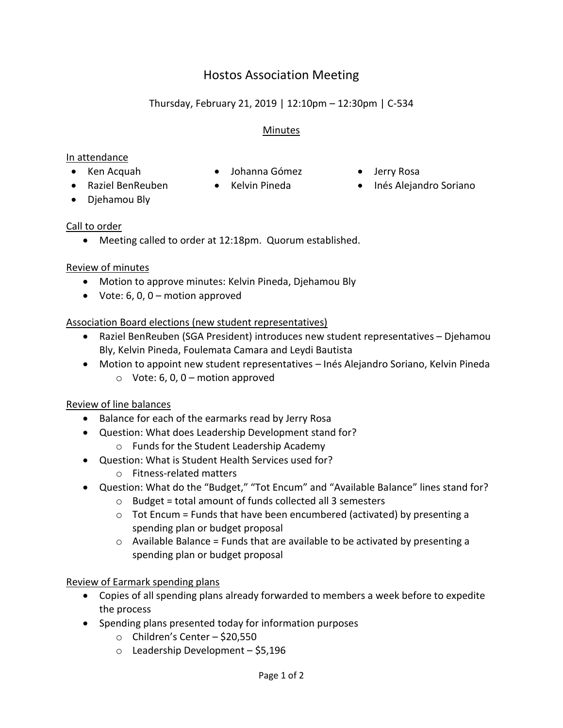# Hostos Association Meeting

Thursday, February 21, 2019 | 12:10pm – 12:30pm | C-534

## Minutes

### In attendance

- Ken Acquah
- Raziel BenReuben
- Djehamou Bly
- Johanna Gómez
- Kelvin Pineda
- Jerry Rosa
- Inés Alejandro Soriano

### Call to order

- Meeting called to order at 12:18pm. Quorum established.

### Review of minutes

- Motion to approve minutes: Kelvin Pineda, Djehamou Bly
- Vote: 6, 0, 0 – motion approved

### Association Board elections (new student representatives)

- Raziel BenReuben (SGA President) introduces new student representatives – Djehamou Bly, Kelvin Pineda, Foulemata Camara and Leydi Bautista
- Motion to appoint new student representatives – Inés Alejandro Soriano, Kelvin Pineda
  - Vote: 6, 0, 0 – motion approved

### Review of line balances

- Balance for each of the earmarks read by Jerry Rosa
- Question: What does Leadership Development stand for?
  - Funds for the Student Leadership Academy
- Question: What is Student Health Services used for?
  - Fitness-related matters
- Question: What do the "Budget," "Tot Encum" and "Available Balance" lines stand for?
  - Budget = total amount of funds collected all 3 semesters
  - Tot Encum = Funds that have been encumbered (activated) by presenting a spending plan or budget proposal
  - Available Balance = Funds that are available to be activated by presenting a spending plan or budget proposal

### Review of Earmark spending plans

- Copies of all spending plans already forwarded to members a week before to expedite the process
- Spending plans presented today for information purposes
  - Children's Center – $20,550
  - Leadership Development – $5,196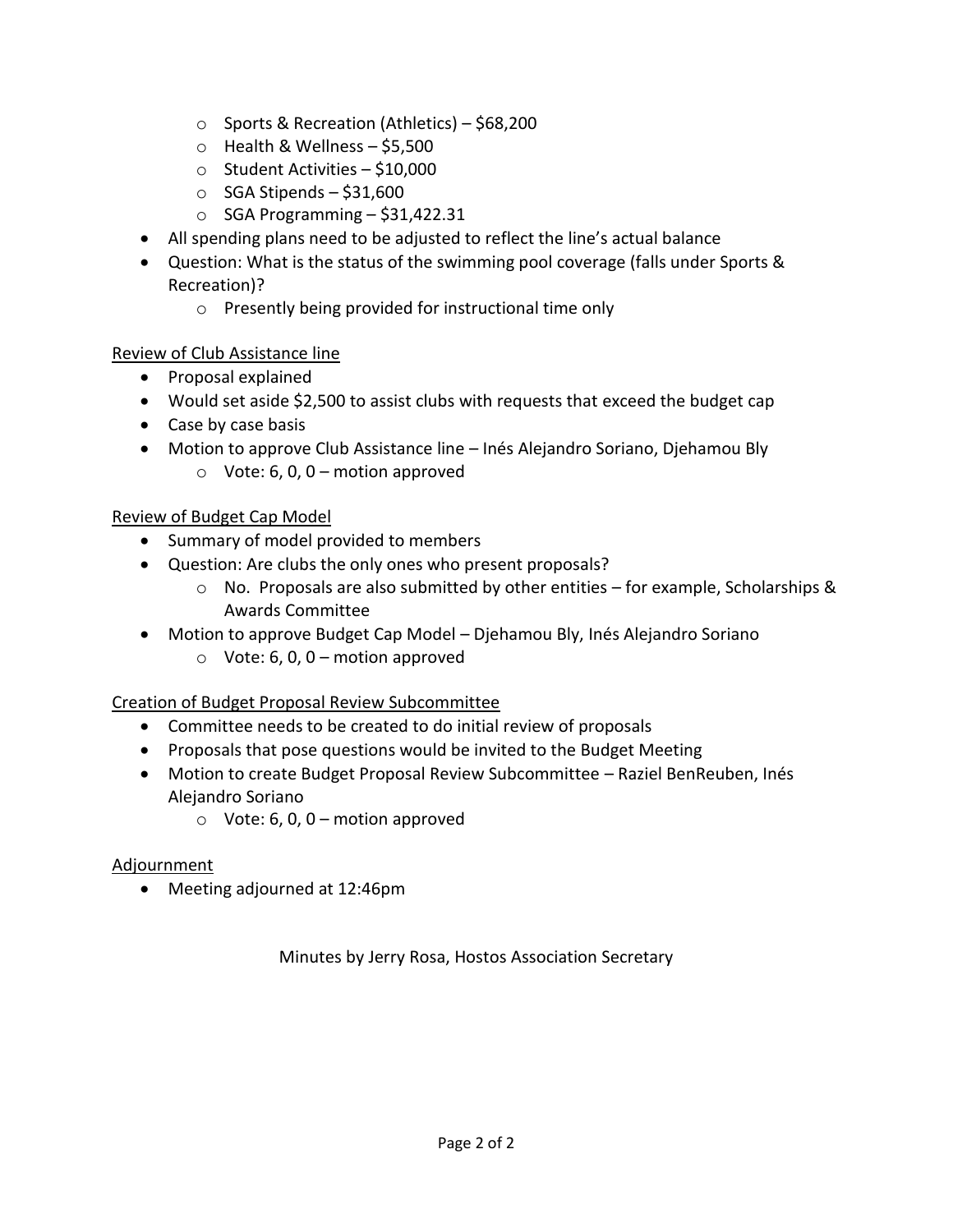- Sports & Recreation (Athletics) – $68,200
  - Health & Wellness – $5,500
  - Student Activities – $10,000
  - SGA Stipends – $31,600
  - SGA Programming – $31,422.31
- All spending plans need to be adjusted to reflect the line's actual balance
- Question: What is the status of the swimming pool coverage (falls under Sports & Recreation)?
  - Presently being provided for instructional time only

<u>Review of Club Assistance line</u>

- Proposal explained
- Would set aside $2,500 to assist clubs with requests that exceed the budget cap
- Case by case basis
- Motion to approve Club Assistance line – Inés Alejandro Soriano, Djehamou Bly
  - Vote: 6, 0, 0 – motion approved

<u>Review of Budget Cap Model</u>

- Summary of model provided to members
- Question: Are clubs the only ones who present proposals?
  - No. Proposals are also submitted by other entities – for example, Scholarships & Awards Committee
- Motion to approve Budget Cap Model – Djehamou Bly, Inés Alejandro Soriano
  - Vote: 6, 0, 0 – motion approved

<u>Creation of Budget Proposal Review Subcommittee</u>

- Committee needs to be created to do initial review of proposals
- Proposals that pose questions would be invited to the Budget Meeting
- Motion to create Budget Proposal Review Subcommittee – Raziel BenReuben, Inés Alejandro Soriano
  - Vote: 6, 0, 0 – motion approved

<u>Adjournment</u>

- Meeting adjourned at 12:46pm

Minutes by Jerry Rosa, Hostos Association Secretary